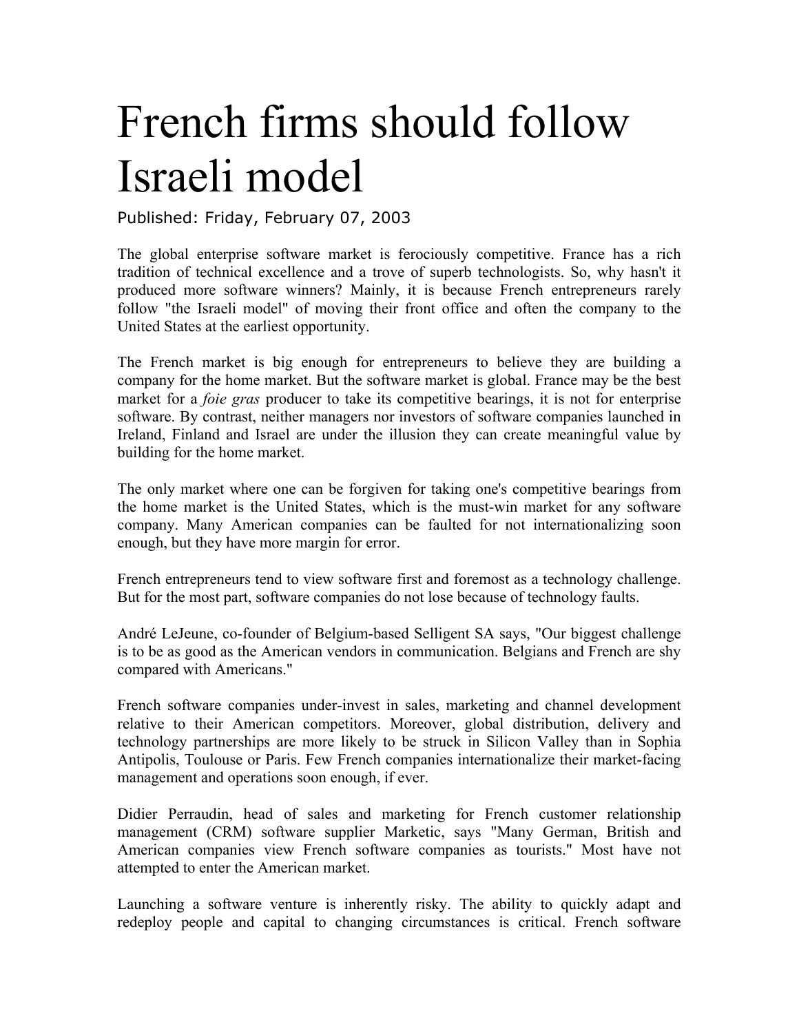# French firms should follow Israeli model

Published: Friday, February 07, 2003

The global enterprise software market is ferociously competitive. France has a rich tradition of technical excellence and a trove of superb technologists. So, why hasn't it produced more software winners? Mainly, it is because French entrepreneurs rarely follow "the Israeli model" of moving their front office and often the company to the United States at the earliest opportunity.

The French market is big enough for entrepreneurs to believe they are building a company for the home market. But the software market is global. France may be the best market for a *foie gras* producer to take its competitive bearings, it is not for enterprise software. By contrast, neither managers nor investors of software companies launched in Ireland, Finland and Israel are under the illusion they can create meaningful value by building for the home market.

The only market where one can be forgiven for taking one's competitive bearings from the home market is the United States, which is the must-win market for any software company. Many American companies can be faulted for not internationalizing soon enough, but they have more margin for error.

French entrepreneurs tend to view software first and foremost as a technology challenge. But for the most part, software companies do not lose because of technology faults.

André LeJeune, co-founder of Belgium-based Selligent SA says, "Our biggest challenge is to be as good as the American vendors in communication. Belgians and French are shy compared with Americans."

French software companies under-invest in sales, marketing and channel development relative to their American competitors. Moreover, global distribution, delivery and technology partnerships are more likely to be struck in Silicon Valley than in Sophia Antipolis, Toulouse or Paris. Few French companies internationalize their market-facing management and operations soon enough, if ever.

Didier Perraudin, head of sales and marketing for French customer relationship management (CRM) software supplier Marketic, says "Many German, British and American companies view French software companies as tourists." Most have not attempted to enter the American market.

Launching a software venture is inherently risky. The ability to quickly adapt and redeploy people and capital to changing circumstances is critical. French software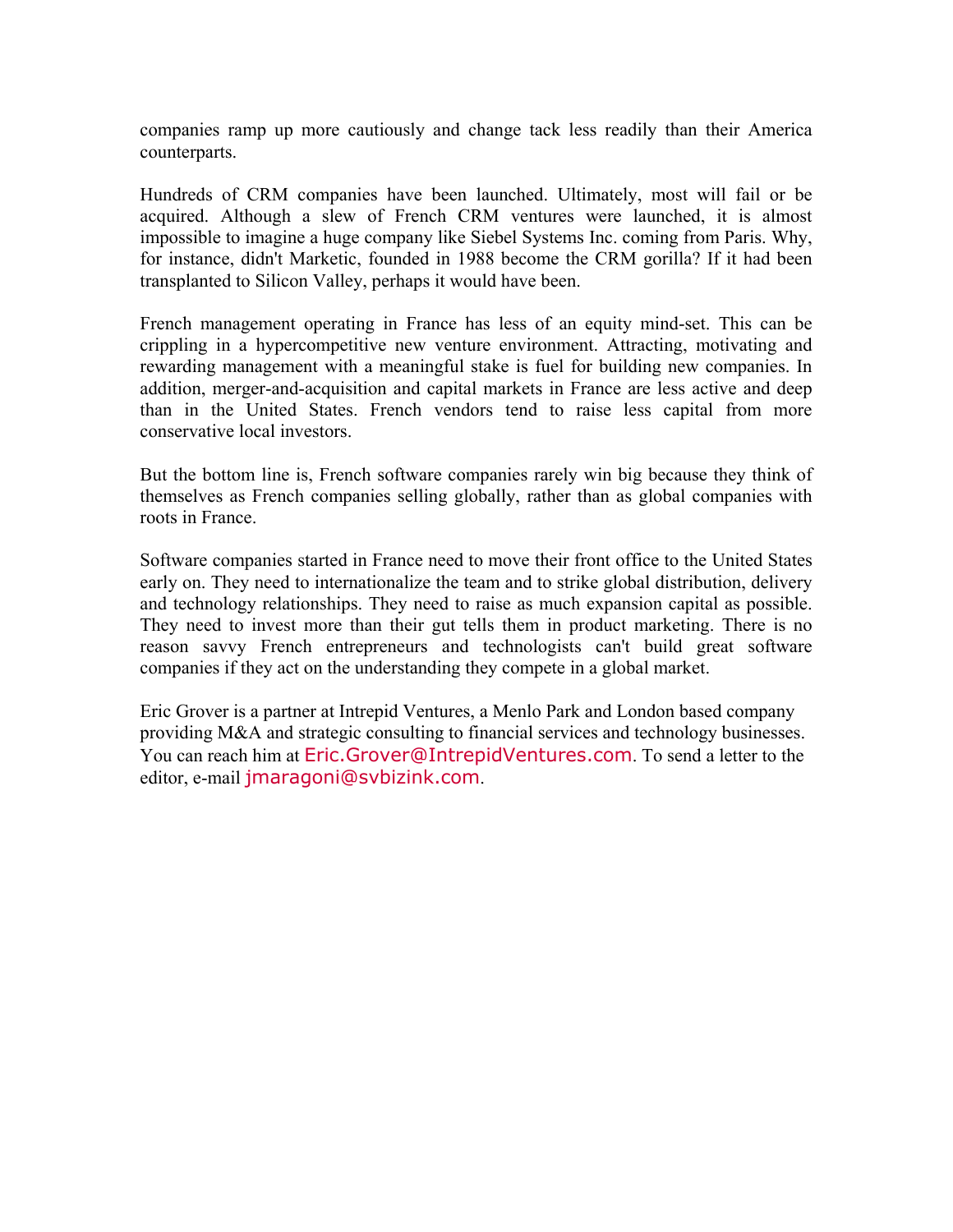companies ramp up more cautiously and change tack less readily than their America counterparts.

Hundreds of CRM companies have been launched. Ultimately, most will fail or be acquired. Although a slew of French CRM ventures were launched, it is almost impossible to imagine a huge company like Siebel Systems Inc. coming from Paris. Why, for instance, didn't Marketic, founded in 1988 become the CRM gorilla? If it had been transplanted to Silicon Valley, perhaps it would have been.

French management operating in France has less of an equity mind-set. This can be crippling in a hypercompetitive new venture environment. Attracting, motivating and rewarding management with a meaningful stake is fuel for building new companies. In addition, merger-and-acquisition and capital markets in France are less active and deep than in the United States. French vendors tend to raise less capital from more conservative local investors.

But the bottom line is, French software companies rarely win big because they think of themselves as French companies selling globally, rather than as global companies with roots in France.

Software companies started in France need to move their front office to the United States early on. They need to internationalize the team and to strike global distribution, delivery and technology relationships. They need to raise as much expansion capital as possible. They need to invest more than their gut tells them in product marketing. There is no reason savvy French entrepreneurs and technologists can't build great software companies if they act on the understanding they compete in a global market.

Eric Grover is a partner at Intrepid Ventures, a Menlo Park and London based company providing M&A and strategic consulting to financial services and technology businesses. You can reach him at Eric.Grover@IntrepidVentures.com. To send a letter to the editor, e-mail jmaragoni@svbizink.com.